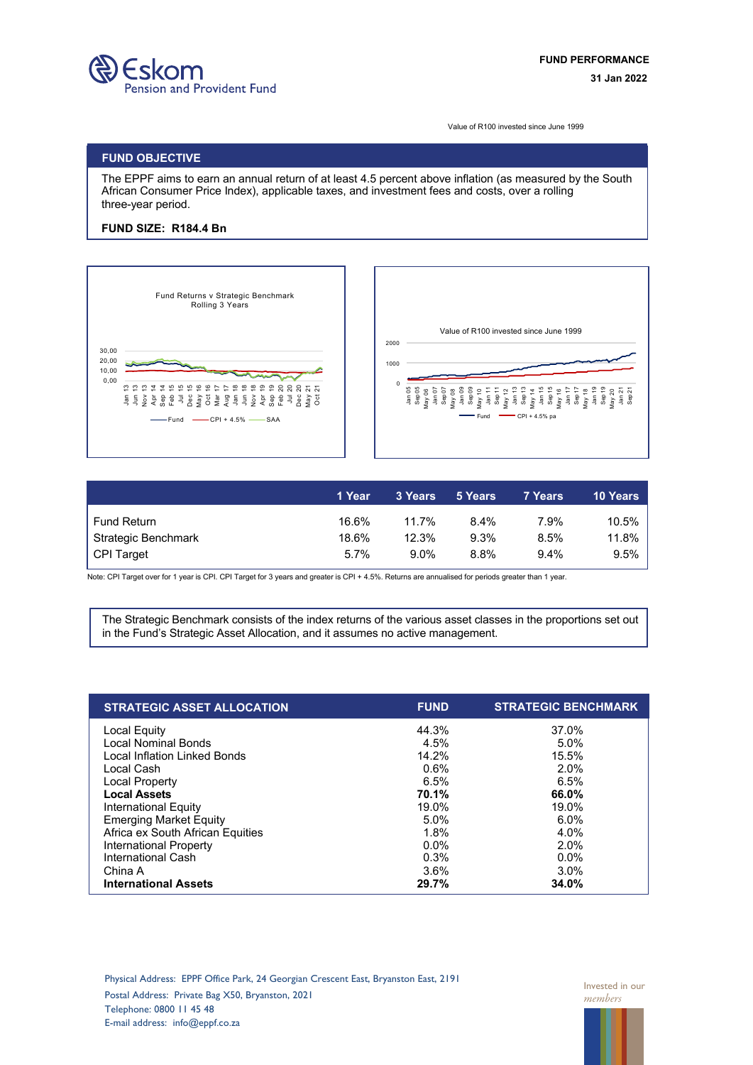# Eskom Pension and Provident Fund

**FUND PERFORMANCE**

**31 Jan 2022**

Value of R100 invested since June 1999

## FUND OBJECTIVE

The EPPF aims to earn an annual return of at least 4.5 percent above inflation (as measured by the South African Consumer Price Index), applicable taxes, and investment fees and costs, over a rolling three-year period.

**FUND SIZE: R184.4 Bn**

Fund Returns v Strategic Benchmark Rolling 3 Years

Fund — CPI + 4.5% — SAA

Value of R100 invested since June 1999

Fund — CPI + 4.5% pa

| | 1 Year | 3 Years | 5 Years | 7 Years | 10 Years |
|---|---|---|---|---|---|
| Fund Return | 16.6% | 11.7% | 8.4% | 7.9% | 10.5% |
| Strategic Benchmark | 18.6% | 12.3% | 9.3% | 8.5% | 11.8% |
| CPI Target | 5.7% | 9.0% | 8.8% | 9.4% | 9.5% |

Note: CPI Target over for 1 year is CPI. CPI Target for 3 years and greater is CPI + 4.5%. Returns are annualised for periods greater than 1 year.

The Strategic Benchmark consists of the index returns of the various asset classes in the proportions set out in the Fund's Strategic Asset Allocation, and it assumes no active management.

| STRATEGIC ASSET ALLOCATION | FUND | STRATEGIC BENCHMARK |
|---|---|---|
| Local Equity | 44.3% | 37.0% |
| Local Nominal Bonds | 4.5% | 5.0% |
| Local Inflation Linked Bonds | 14.2% | 15.5% |
| Local Cash | 0.6% | 2.0% |
| Local Property | 6.5% | 6.5% |
| **Local Assets** | **70.1%** | **66.0%** |
| International Equity | 19.0% | 19.0% |
| Emerging Market Equity | 5.0% | 6.0% |
| Africa ex South African Equities | 1.8% | 4.0% |
| International Property | 0.0% | 2.0% |
| International Cash | 0.3% | 0.0% |
| China A | 3.6% | 3.0% |
| **International Assets** | **29.7%** | **34.0%** |

Physical Address: EPPF Office Park, 24 Georgian Crescent East, Bryanston East, 2191
Postal Address: Private Bag X50, Bryanston, 2021
Telephone: 0800 11 45 48
E-mail address: info@eppf.co.za

Invested in our *members*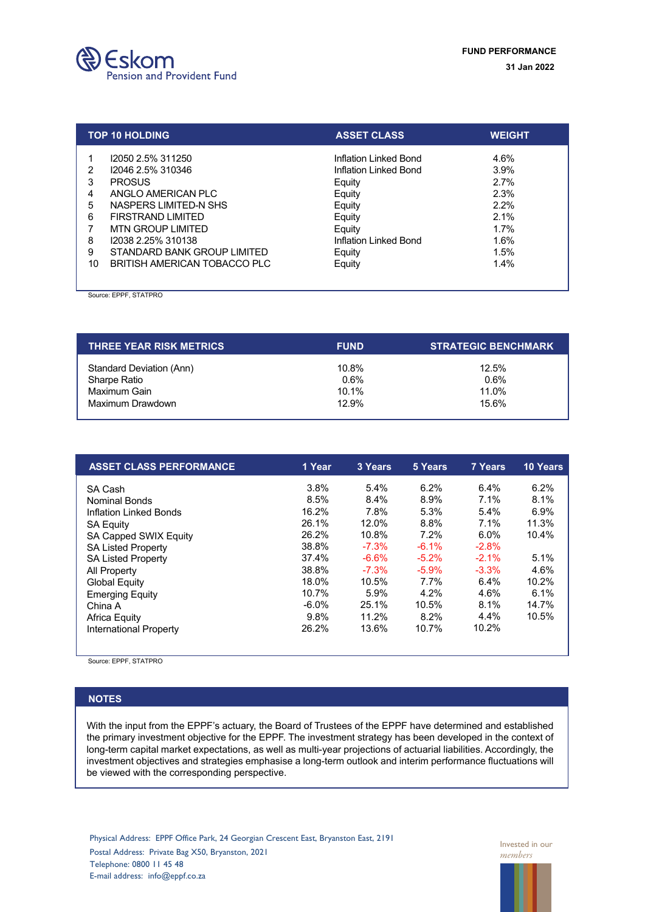Eskom Pension and Provident Fund

**FUND PERFORMANCE**

**31 Jan 2022**

| | TOP 10 HOLDING | ASSET CLASS | WEIGHT |
|---|---|---|---|
| 1 | I2050 2.5% 311250 | Inflation Linked Bond | 4.6% |
| 2 | I2046 2.5% 310346 | Inflation Linked Bond | 3.9% |
| 3 | PROSUS | Equity | 2.7% |
| 4 | ANGLO AMERICAN PLC | Equity | 2.3% |
| 5 | NASPERS LIMITED-N SHS | Equity | 2.2% |
| 6 | FIRSTRAND LIMITED | Equity | 2.1% |
| 7 | MTN GROUP LIMITED | Equity | 1.7% |
| 8 | I2038 2.25% 310138 | Inflation Linked Bond | 1.6% |
| 9 | STANDARD BANK GROUP LIMITED | Equity | 1.5% |
| 10 | BRITISH AMERICAN TOBACCO PLC | Equity | 1.4% |

Source: EPPF, STATPRO

| THREE YEAR RISK METRICS | FUND | STRATEGIC BENCHMARK |
|---|---|---|
| Standard Deviation (Ann) | 10.8% | 12.5% |
| Sharpe Ratio | 0.6% | 0.6% |
| Maximum Gain | 10.1% | 11.0% |
| Maximum Drawdown | 12.9% | 15.6% |

| ASSET CLASS PERFORMANCE | 1 Year | 3 Years | 5 Years | 7 Years | 10 Years |
|---|---|---|---|---|---|
| SA Cash | 3.8% | 5.4% | 6.2% | 6.4% | 6.2% |
| Nominal Bonds | 8.5% | 8.4% | 8.9% | 7.1% | 8.1% |
| Inflation Linked Bonds | 16.2% | 7.8% | 5.3% | 5.4% | 6.9% |
| SA Equity | 26.1% | 12.0% | 8.8% | 7.1% | 11.3% |
| SA Capped SWIX Equity | 26.2% | 10.8% | 7.2% | 6.0% | 10.4% |
| SA Listed Property | 38.8% | -7.3% | -6.1% | -2.8% | |
| SA Listed Property | 37.4% | -6.6% | -5.2% | -2.1% | 5.1% |
| All Property | 38.8% | -7.3% | -5.9% | -3.3% | 4.6% |
| Global Equity | 18.0% | 10.5% | 7.7% | 6.4% | 10.2% |
| Emerging Equity | 10.7% | 5.9% | 4.2% | 4.6% | 6.1% |
| China A | -6.0% | 25.1% | 10.5% | 8.1% | 14.7% |
| Africa Equity | 9.8% | 11.2% | 8.2% | 4.4% | 10.5% |
| International Property | 26.2% | 13.6% | 10.7% | 10.2% | |

Source: EPPF, STATPRO

## NOTES

With the input from the EPPF's actuary, the Board of Trustees of the EPPF have determined and established the primary investment objective for the EPPF. The investment strategy has been developed in the context of long-term capital market expectations, as well as multi-year projections of actuarial liabilities. Accordingly, the investment objectives and strategies emphasise a long-term outlook and interim performance fluctuations will be viewed with the corresponding perspective.

Physical Address: EPPF Office Park, 24 Georgian Crescent East, Bryanston East, 2191
Postal Address: Private Bag X50, Bryanston, 2021
Telephone: 0800 11 45 48
E-mail address: info@eppf.co.za

Invested in our *members*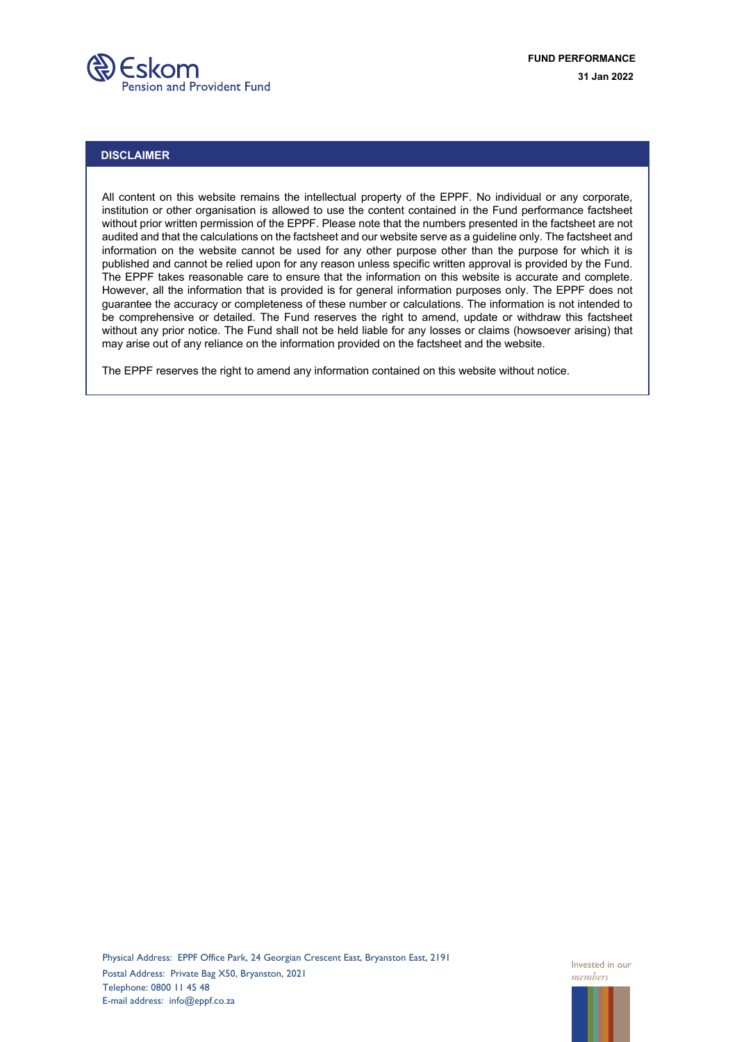## DISCLAIMER

All content on this website remains the intellectual property of the EPPF. No individual or any corporate, institution or other organisation is allowed to use the content contained in the Fund performance factsheet without prior written permission of the EPPF. Please note that the numbers presented in the factsheet are not audited and that the calculations on the factsheet and our website serve as a guideline only. The factsheet and information on the website cannot be used for any other purpose other than the purpose for which it is published and cannot be relied upon for any reason unless specific written approval is provided by the Fund. The EPPF takes reasonable care to ensure that the information on this website is accurate and complete. However, all the information that is provided is for general information purposes only. The EPPF does not guarantee the accuracy or completeness of these number or calculations. The information is not intended to be comprehensive or detailed. The Fund reserves the right to amend, update or withdraw this factsheet without any prior notice. The Fund shall not be held liable for any losses or claims (howsoever arising) that may arise out of any reliance on the information provided on the factsheet and the website.

The EPPF reserves the right to amend any information contained on this website without notice.